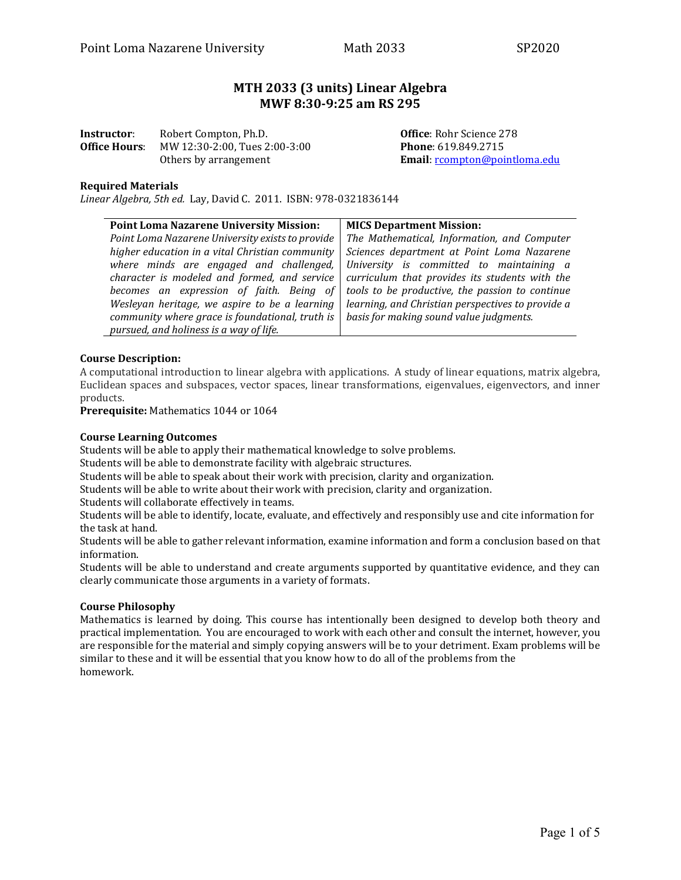# MTH 2033 (3 units) Linear Algebra
## MWF 8:30-9:25 am RS 295

**Instructor**: Robert Compton, Ph.D.
**Office Hours**: MW 12:30-2:00, Tues 2:00-3:00
Others by arrangement

**Office**: Rohr Science 278
**Phone**: 619.849.2715
**Email**: rcompton@pointloma.edu

**Required Materials**
*Linear Algebra, 5th ed.* Lay, David C. 2011. ISBN: 978-0321836144

| **Point Loma Nazarene University Mission:** | **MICS Department Mission:** |
|---|---|
| *Point Loma Nazarene University exists to provide higher education in a vital Christian community where minds are engaged and challenged, character is modeled and formed, and service becomes an expression of faith. Being of Wesleyan heritage, we aspire to be a learning community where grace is foundational, truth is pursued, and holiness is a way of life.* | *The Mathematical, Information, and Computer Sciences department at Point Loma Nazarene University is committed to maintaining a curriculum that provides its students with the tools to be productive, the passion to continue learning, and Christian perspectives to provide a basis for making sound value judgments.* |

**Course Description:**
A computational introduction to linear algebra with applications. A study of linear equations, matrix algebra, Euclidean spaces and subspaces, vector spaces, linear transformations, eigenvalues, eigenvectors, and inner products.
**Prerequisite:** Mathematics 1044 or 1064

**Course Learning Outcomes**
Students will be able to apply their mathematical knowledge to solve problems.
Students will be able to demonstrate facility with algebraic structures.
Students will be able to speak about their work with precision, clarity and organization.
Students will be able to write about their work with precision, clarity and organization.
Students will collaborate effectively in teams.
Students will be able to identify, locate, evaluate, and effectively and responsibly use and cite information for the task at hand.
Students will be able to gather relevant information, examine information and form a conclusion based on that information.
Students will be able to understand and create arguments supported by quantitative evidence, and they can clearly communicate those arguments in a variety of formats.

**Course Philosophy**
Mathematics is learned by doing. This course has intentionally been designed to develop both theory and practical implementation. You are encouraged to work with each other and consult the internet, however, you are responsible for the material and simply copying answers will be to your detriment. Exam problems will be similar to these and it will be essential that you know how to do all of the problems from the homework.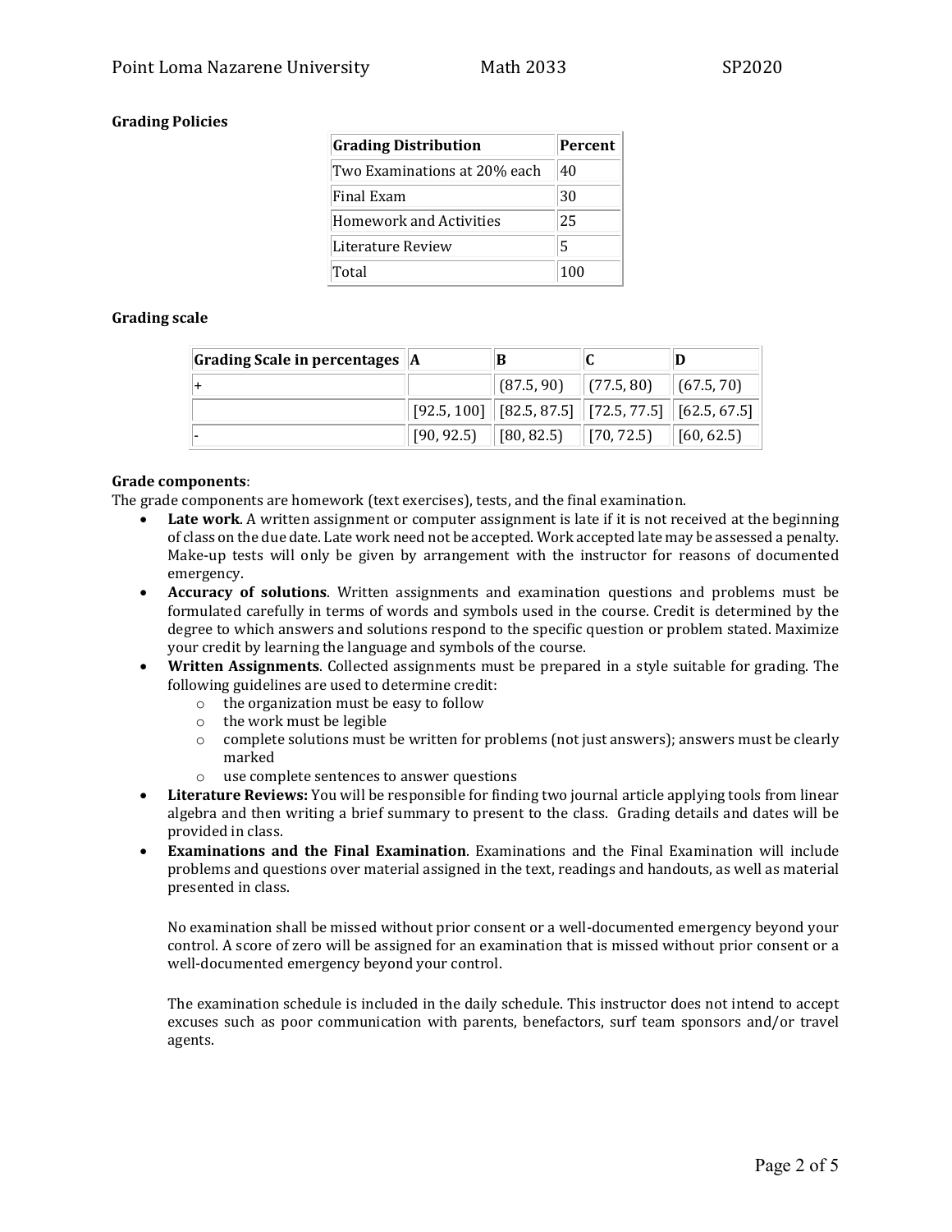**Grading Policies**

| Grading Distribution | Percent |
| --- | --- |
| Two Examinations at 20% each | 40 |
| Final Exam | 30 |
| Homework and Activities | 25 |
| Literature Review | 5 |
| Total | 100 |

**Grading scale**

| Grading Scale in percentages | A | B | C | D |
| --- | --- | --- | --- | --- |
| + | | (87.5, 90) | (77.5, 80) | (67.5, 70) |
| | [92.5, 100] | [82.5, 87.5] | [72.5, 77.5] | [62.5, 67.5] |
| - | [90, 92.5) | [80, 82.5) | [70, 72.5) | [60, 62.5) |

**Grade components**:
The grade components are homework (text exercises), tests, and the final examination.

- **Late work**. A written assignment or computer assignment is late if it is not received at the beginning of class on the due date. Late work need not be accepted. Work accepted late may be assessed a penalty. Make-up tests will only be given by arrangement with the instructor for reasons of documented emergency.
- **Accuracy of solutions**. Written assignments and examination questions and problems must be formulated carefully in terms of words and symbols used in the course. Credit is determined by the degree to which answers and solutions respond to the specific question or problem stated. Maximize your credit by learning the language and symbols of the course.
- **Written Assignments**. Collected assignments must be prepared in a style suitable for grading. The following guidelines are used to determine credit:
  - the organization must be easy to follow
  - the work must be legible
  - complete solutions must be written for problems (not just answers); answers must be clearly marked
  - use complete sentences to answer questions
- **Literature Reviews:** You will be responsible for finding two journal article applying tools from linear algebra and then writing a brief summary to present to the class. Grading details and dates will be provided in class.
- **Examinations and the Final Examination**. Examinations and the Final Examination will include problems and questions over material assigned in the text, readings and handouts, as well as material presented in class.

  No examination shall be missed without prior consent or a well-documented emergency beyond your control. A score of zero will be assigned for an examination that is missed without prior consent or a well-documented emergency beyond your control.

  The examination schedule is included in the daily schedule. This instructor does not intend to accept excuses such as poor communication with parents, benefactors, surf team sponsors and/or travel agents.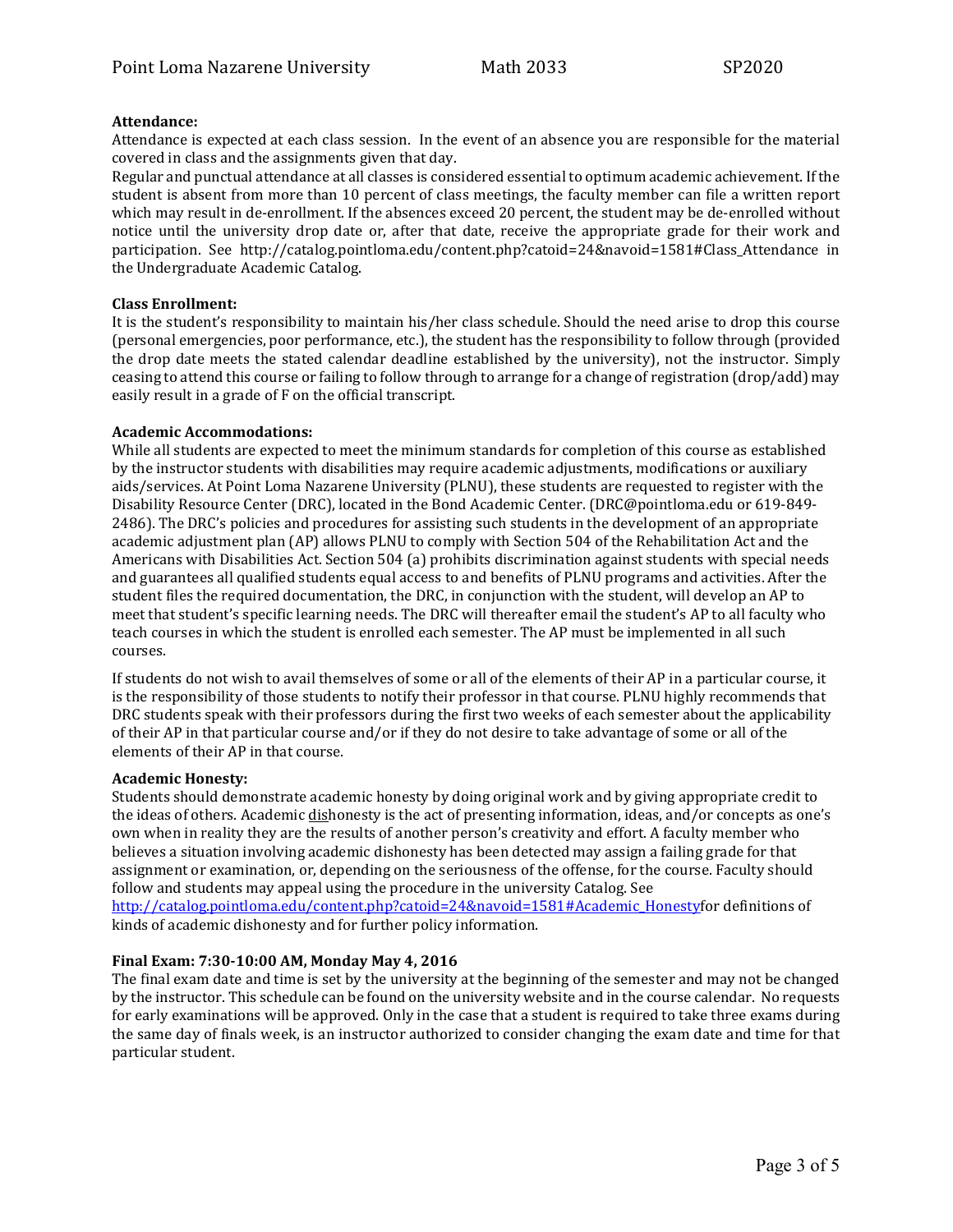**Attendance:**
Attendance is expected at each class session. In the event of an absence you are responsible for the material covered in class and the assignments given that day.
Regular and punctual attendance at all classes is considered essential to optimum academic achievement. If the student is absent from more than 10 percent of class meetings, the faculty member can file a written report which may result in de-enrollment. If the absences exceed 20 percent, the student may be de-enrolled without notice until the university drop date or, after that date, receive the appropriate grade for their work and participation. See http://catalog.pointloma.edu/content.php?catoid=24&navoid=1581#Class_Attendance in the Undergraduate Academic Catalog.

**Class Enrollment:**
It is the student's responsibility to maintain his/her class schedule. Should the need arise to drop this course (personal emergencies, poor performance, etc.), the student has the responsibility to follow through (provided the drop date meets the stated calendar deadline established by the university), not the instructor. Simply ceasing to attend this course or failing to follow through to arrange for a change of registration (drop/add) may easily result in a grade of F on the official transcript.

**Academic Accommodations:**
While all students are expected to meet the minimum standards for completion of this course as established by the instructor students with disabilities may require academic adjustments, modifications or auxiliary aids/services. At Point Loma Nazarene University (PLNU), these students are requested to register with the Disability Resource Center (DRC), located in the Bond Academic Center. (DRC@pointloma.edu or 619-849-2486). The DRC's policies and procedures for assisting such students in the development of an appropriate academic adjustment plan (AP) allows PLNU to comply with Section 504 of the Rehabilitation Act and the Americans with Disabilities Act. Section 504 (a) prohibits discrimination against students with special needs and guarantees all qualified students equal access to and benefits of PLNU programs and activities. After the student files the required documentation, the DRC, in conjunction with the student, will develop an AP to meet that student's specific learning needs. The DRC will thereafter email the student's AP to all faculty who teach courses in which the student is enrolled each semester. The AP must be implemented in all such courses.

If students do not wish to avail themselves of some or all of the elements of their AP in a particular course, it is the responsibility of those students to notify their professor in that course. PLNU highly recommends that DRC students speak with their professors during the first two weeks of each semester about the applicability of their AP in that particular course and/or if they do not desire to take advantage of some or all of the elements of their AP in that course.

**Academic Honesty:**
Students should demonstrate academic honesty by doing original work and by giving appropriate credit to the ideas of others. Academic dishonesty is the act of presenting information, ideas, and/or concepts as one's own when in reality they are the results of another person's creativity and effort. A faculty member who believes a situation involving academic dishonesty has been detected may assign a failing grade for that assignment or examination, or, depending on the seriousness of the offense, for the course. Faculty should follow and students may appeal using the procedure in the university Catalog. See http://catalog.pointloma.edu/content.php?catoid=24&navoid=1581#Academic_Honestyfor definitions of kinds of academic dishonesty and for further policy information.

**Final Exam: 7:30-10:00 AM, Monday May 4, 2016**
The final exam date and time is set by the university at the beginning of the semester and may not be changed by the instructor. This schedule can be found on the university website and in the course calendar. No requests for early examinations will be approved. Only in the case that a student is required to take three exams during the same day of finals week, is an instructor authorized to consider changing the exam date and time for that particular student.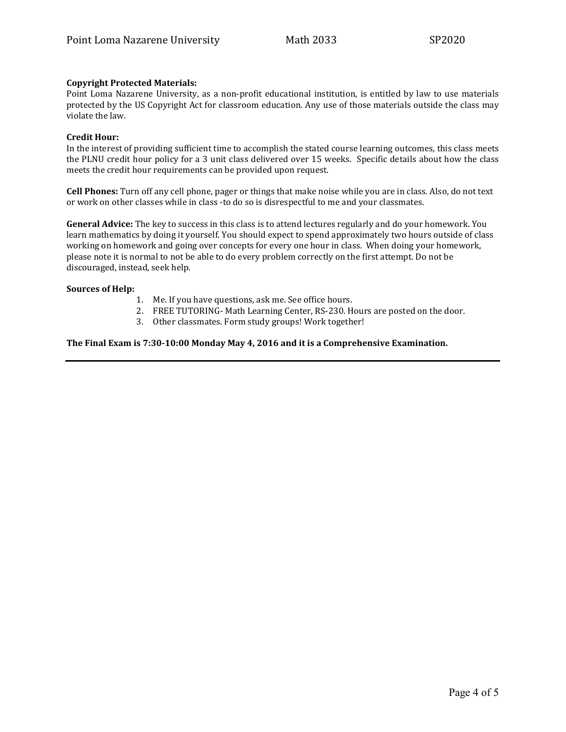**Copyright Protected Materials:**
Point Loma Nazarene University, as a non-profit educational institution, is entitled by law to use materials protected by the US Copyright Act for classroom education. Any use of those materials outside the class may violate the law.

**Credit Hour:**
In the interest of providing sufficient time to accomplish the stated course learning outcomes, this class meets the PLNU credit hour policy for a 3 unit class delivered over 15 weeks. Specific details about how the class meets the credit hour requirements can be provided upon request.

**Cell Phones:** Turn off any cell phone, pager or things that make noise while you are in class. Also, do not text or work on other classes while in class -to do so is disrespectful to me and your classmates.

**General Advice:** The key to success in this class is to attend lectures regularly and do your homework. You learn mathematics by doing it yourself. You should expect to spend approximately two hours outside of class working on homework and going over concepts for every one hour in class. When doing your homework, please note it is normal to not be able to do every problem correctly on the first attempt. Do not be discouraged, instead, seek help.

**Sources of Help:**

1. Me. If you have questions, ask me. See office hours.
2. FREE TUTORING- Math Learning Center, RS-230. Hours are posted on the door.
3. Other classmates. Form study groups! Work together!

**The Final Exam is 7:30-10:00 Monday May 4, 2016 and it is a Comprehensive Examination.**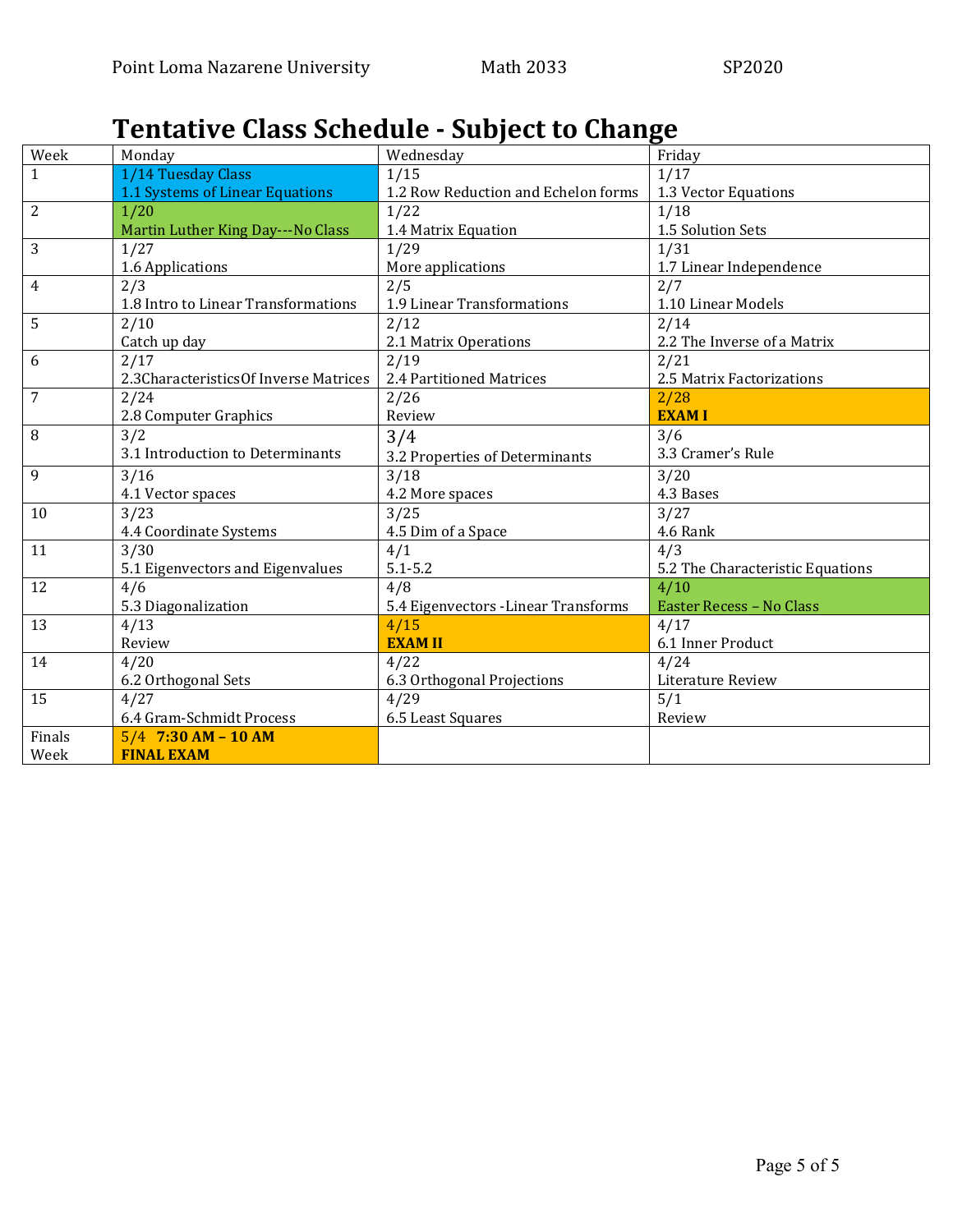# Tentative Class Schedule - Subject to Change

| Week | Monday | Wednesday | Friday |
|---|---|---|---|
| 1 | 1/14 Tuesday Class<br>1.1 Systems of Linear Equations | 1/15<br>1.2 Row Reduction and Echelon forms | 1/17<br>1.3 Vector Equations |
| 2 | 1/20<br>Martin Luther King Day---No Class | 1/22<br>1.4 Matrix Equation | 1/18<br>1.5 Solution Sets |
| 3 | 1/27<br>1.6 Applications | 1/29<br>More applications | 1/31<br>1.7 Linear Independence |
| 4 | 2/3<br>1.8 Intro to Linear Transformations | 2/5<br>1.9 Linear Transformations | 2/7<br>1.10 Linear Models |
| 5 | 2/10<br>Catch up day | 2/12<br>2.1 Matrix Operations | 2/14<br>2.2 The Inverse of a Matrix |
| 6 | 2/17<br>2.3CharacteristicsOf Inverse Matrices | 2/19<br>2.4 Partitioned Matrices | 2/21<br>2.5 Matrix Factorizations |
| 7 | 2/24<br>2.8 Computer Graphics | 2/26<br>Review | 2/28<br>**EXAM I** |
| 8 | 3/2<br>3.1 Introduction to Determinants | 3/4<br>3.2 Properties of Determinants | 3/6<br>3.3 Cramer's Rule |
| 9 | 3/16<br>4.1 Vector spaces | 3/18<br>4.2 More spaces | 3/20<br>4.3 Bases |
| 10 | 3/23<br>4.4 Coordinate Systems | 3/25<br>4.5 Dim of a Space | 3/27<br>4.6 Rank |
| 11 | 3/30<br>5.1 Eigenvectors and Eigenvalues | 4/1<br>5.1-5.2 | 4/3<br>5.2 The Characteristic Equations |
| 12 | 4/6<br>5.3 Diagonalization | 4/8<br>5.4 Eigenvectors -Linear Transforms | 4/10<br>Easter Recess – No Class |
| 13 | 4/13<br>Review | 4/15<br>**EXAM II** | 4/17<br>6.1 Inner Product |
| 14 | 4/20<br>6.2 Orthogonal Sets | 4/22<br>6.3 Orthogonal Projections | 4/24<br>Literature Review |
| 15 | 4/27<br>6.4 Gram-Schmidt Process | 4/29<br>6.5 Least Squares | 5/1<br>Review |
| Finals Week | 5/4 **7:30 AM – 10 AM**<br>**FINAL EXAM** | | |